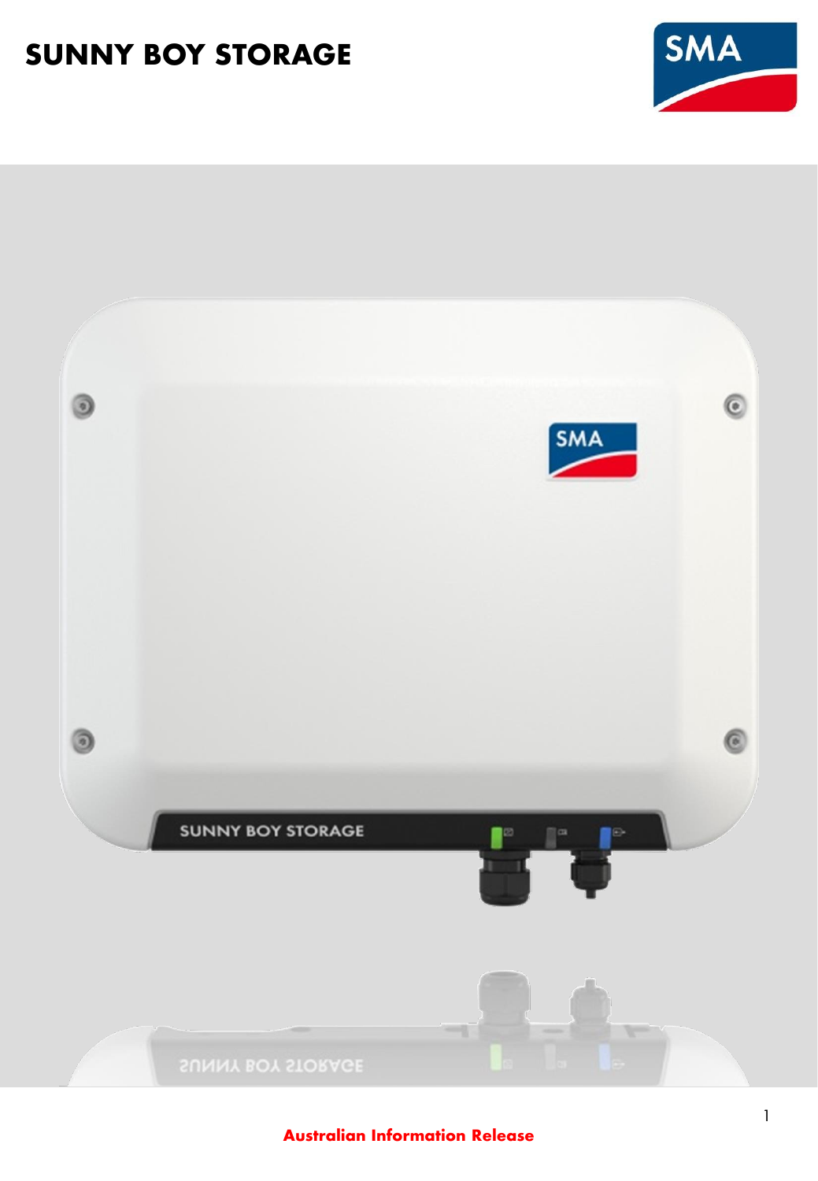# SUNNY BOY STORAGE

**Australian Information Release**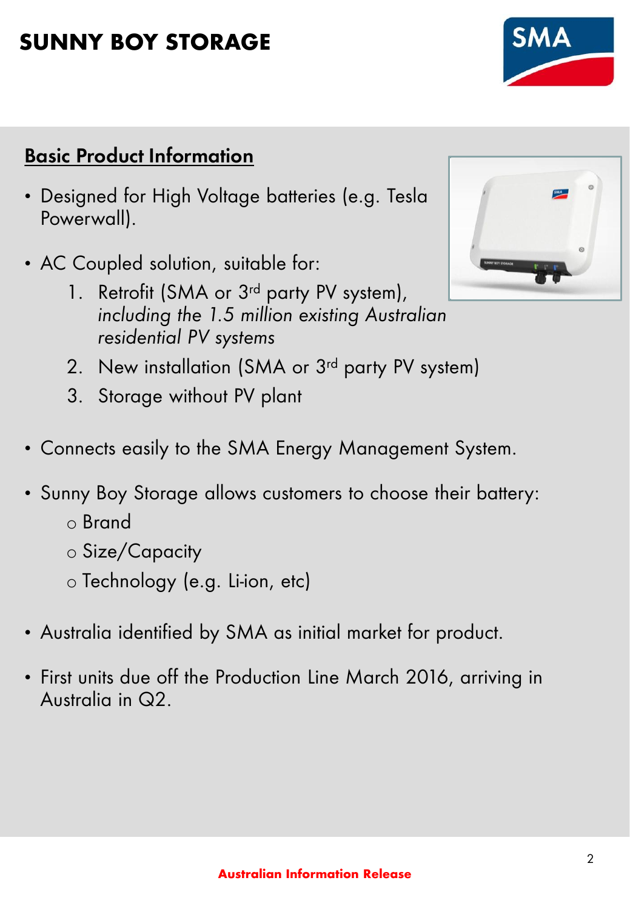# SUNNY BOY STORAGE

## Basic Product Information

- Designed for High Voltage batteries (e.g. Tesla Powerwall).
- AC Coupled solution, suitable for:
  1. Retrofit (SMA or 3rd party PV system), *including the 1.5 million existing Australian residential PV systems*
  2. New installation (SMA or 3rd party PV system)
  3. Storage without PV plant
- Connects easily to the SMA Energy Management System.
- Sunny Boy Storage allows customers to choose their battery:
  - Brand
  - Size/Capacity
  - Technology (e.g. Li-ion, etc)
- Australia identified by SMA as initial market for product.
- First units due off the Production Line March 2016, arriving in Australia in Q2.

**Australian Information Release**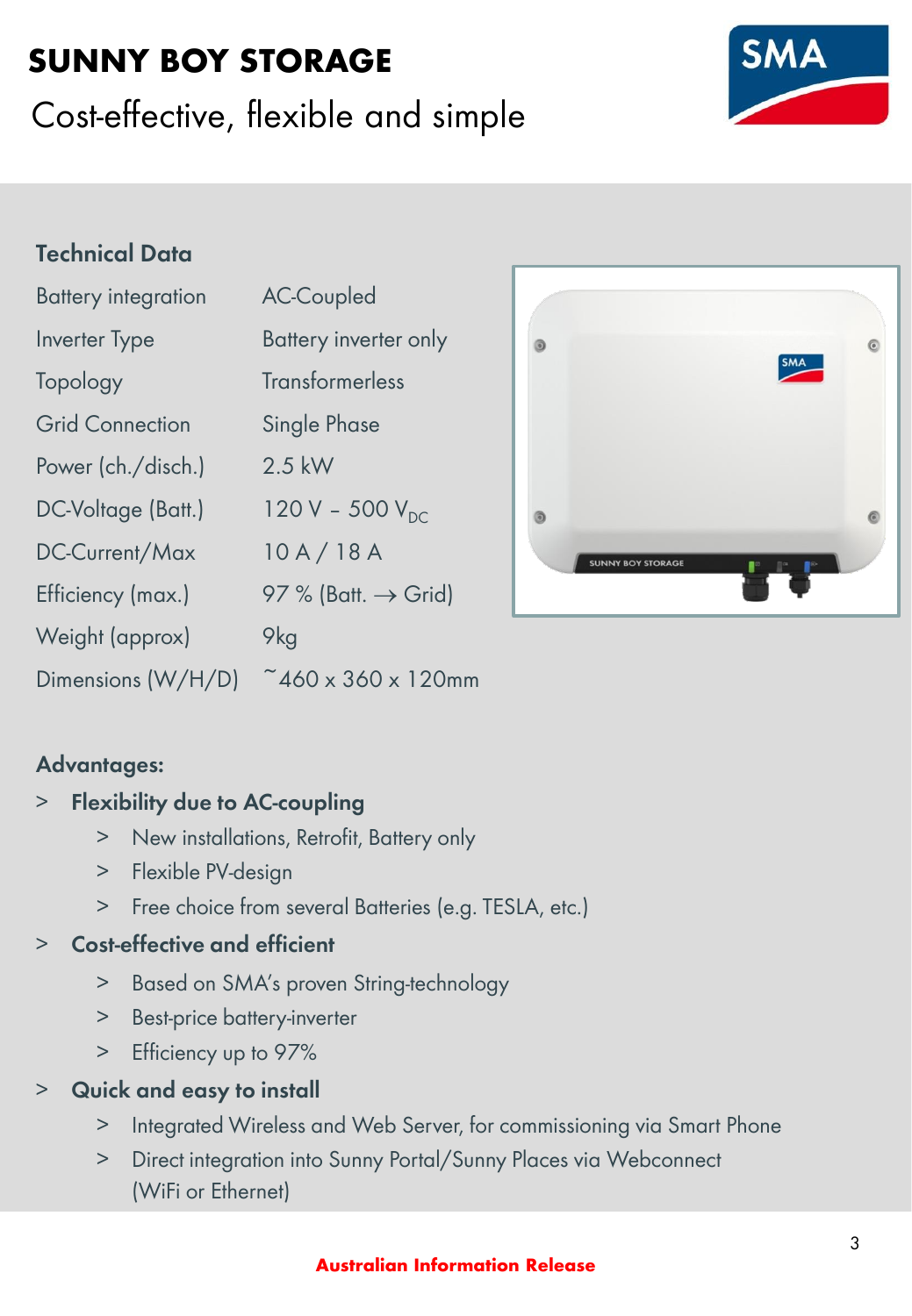# SUNNY BOY STORAGE

## Cost-effective, flexible and simple

### Technical Data

| | |
|---|---|
| Battery integration | AC-Coupled |
| Inverter Type | Battery inverter only |
| Topology | Transformerless |
| Grid Connection | Single Phase |
| Power (ch./disch.) | 2.5 kW |
| DC-Voltage (Batt.) | 120 V – 500 $V_{DC}$ |
| DC-Current/Max | 10 A / 18 A |
| Efficiency (max.) | 97 % (Batt. → Grid) |
| Weight (approx) | 9kg |
| Dimensions (W/H/D) | ~460 x 360 x 120mm |

### Advantages:

- **Flexibility due to AC-coupling**
  - New installations, Retrofit, Battery only
  - Flexible PV-design
  - Free choice from several Batteries (e.g. TESLA, etc.)
- **Cost-effective and efficient**
  - Based on SMA's proven String-technology
  - Best-price battery-inverter
  - Efficiency up to 97%
- **Quick and easy to install**
  - Integrated Wireless and Web Server, for commissioning via Smart Phone
  - Direct integration into Sunny Portal/Sunny Places via Webconnect (WiFi or Ethernet)

**Australian Information Release**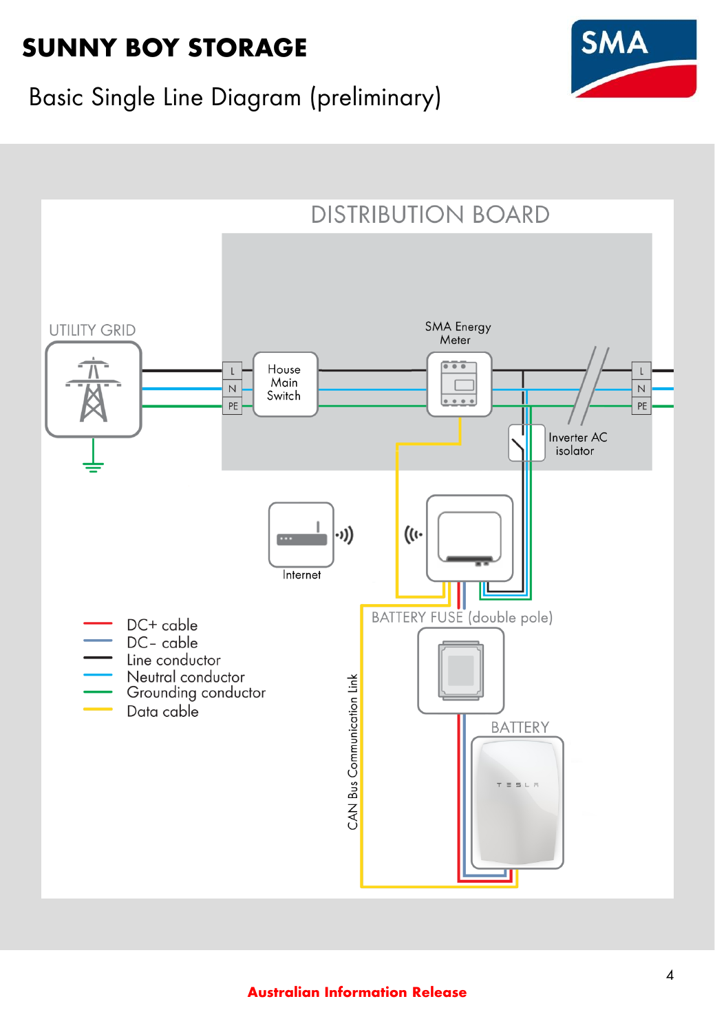# SUNNY BOY STORAGE

## Basic Single Line Diagram (preliminary)

DISTRIBUTION BOARD

UTILITY GRID

L
N
PE

House Main Switch

SMA Energy Meter

Inverter AC isolator

L
N
PE

Internet

BATTERY FUSE (double pole)

CAN Bus Communication Link

BATTERY

- DC+ cable
- DC– cable
- Line conductor
- Neutral conductor
- Grounding conductor
- Data cable

**Australian Information Release**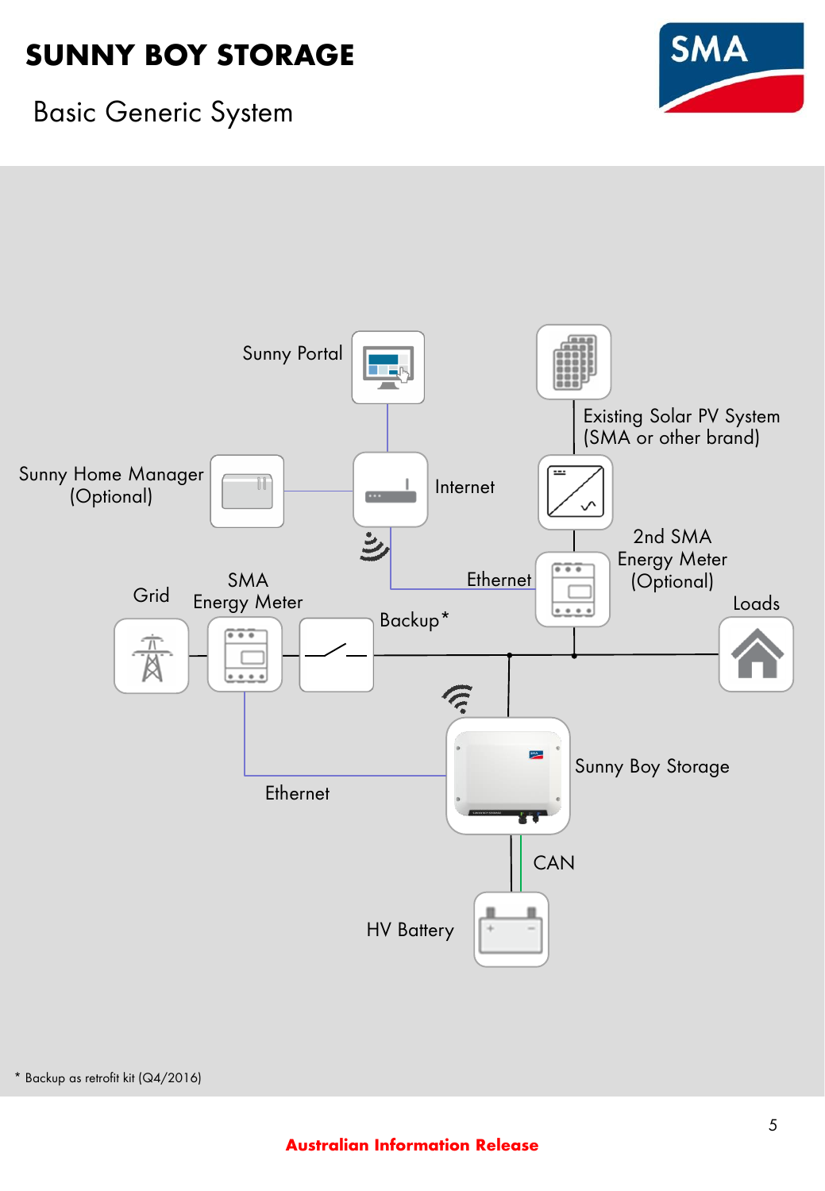# SUNNY BOY STORAGE

## Basic Generic System

Sunny Portal

Existing Solar PV System (SMA or other brand)

Sunny Home Manager (Optional)

Internet

2nd SMA Energy Meter (Optional)

Ethernet

Grid

SMA Energy Meter

Backup*

Loads

Sunny Boy Storage

Ethernet

CAN

HV Battery

\* Backup as retrofit kit (Q4/2016)

**Australian Information Release**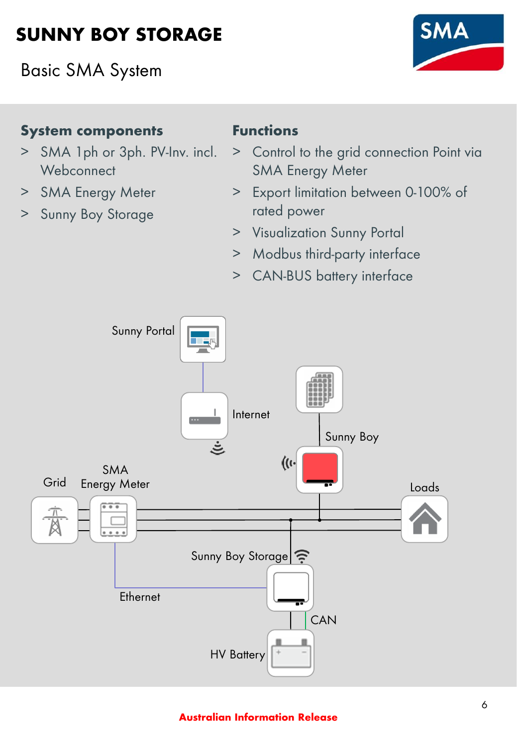# SUNNY BOY STORAGE

## Basic SMA System

### System components

- SMA 1ph or 3ph. PV-Inv. incl. Webconnect
- SMA Energy Meter
- Sunny Boy Storage

### Functions

- Control to the grid connection Point via SMA Energy Meter
- Export limitation between 0-100% of rated power
- Visualization Sunny Portal
- Modbus third-party interface
- CAN-BUS battery interface

Sunny Portal

Internet

Sunny Boy

Grid

SMA Energy Meter

Loads

Sunny Boy Storage

Ethernet

CAN

HV Battery

**Australian Information Release**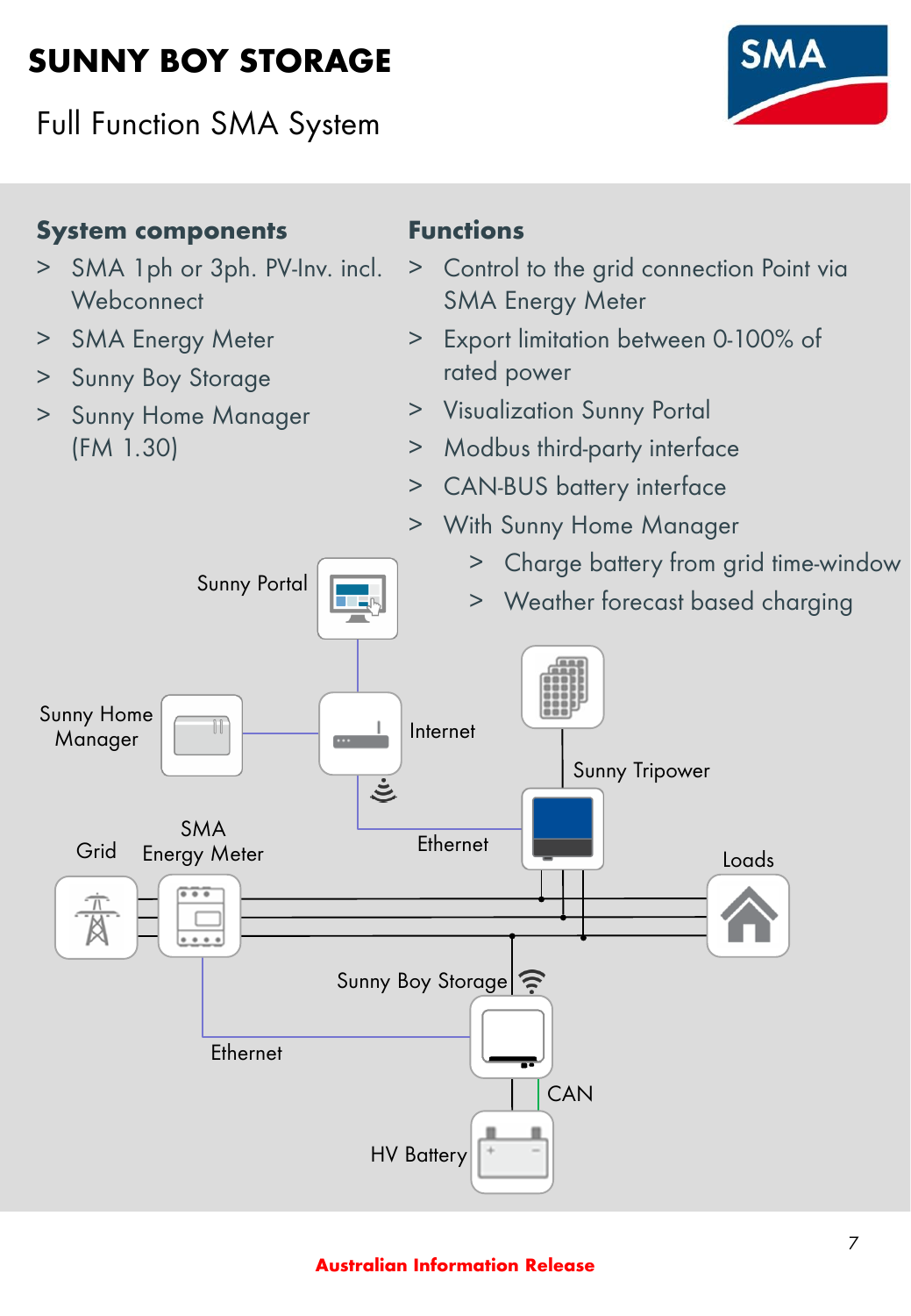# SUNNY BOY STORAGE

Full Function SMA System

## System components

- SMA 1ph or 3ph. PV-Inv. incl. Webconnect
- SMA Energy Meter
- Sunny Boy Storage
- Sunny Home Manager (FM 1.30)

## Functions

- Control to the grid connection Point via SMA Energy Meter
- Export limitation between 0-100% of rated power
- Visualization Sunny Portal
- Modbus third-party interface
- CAN-BUS battery interface
- With Sunny Home Manager
  - Charge battery from grid time-window
  - Weather forecast based charging

Sunny Portal

Sunny Home Manager

Internet

Sunny Tripower

Ethernet

Grid

SMA Energy Meter

Loads

Sunny Boy Storage

Ethernet

CAN

HV Battery

**Australian Information Release**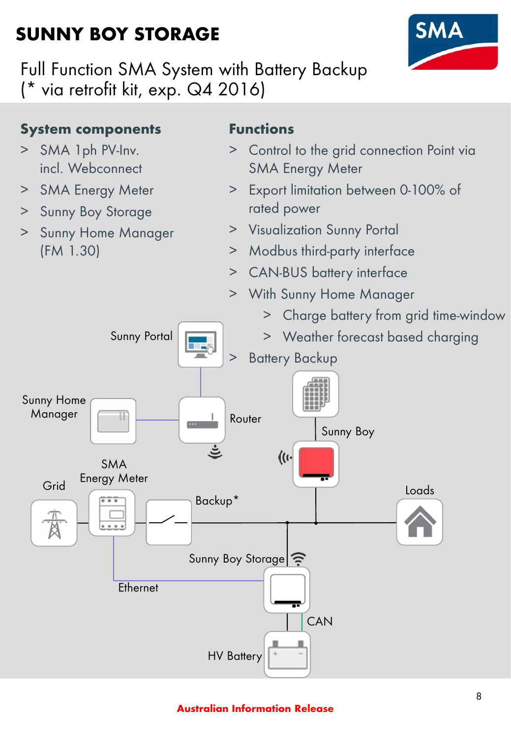# SUNNY BOY STORAGE

Full Function SMA System with Battery Backup
(* via retrofit kit, exp. Q4 2016)

### System components

- SMA 1ph PV-Inv. incl. Webconnect
- SMA Energy Meter
- Sunny Boy Storage
- Sunny Home Manager (FM 1.30)

### Functions

- Control to the grid connection Point via SMA Energy Meter
- Export limitation between 0-100% of rated power
- Visualization Sunny Portal
- Modbus third-party interface
- CAN-BUS battery interface
- With Sunny Home Manager
  - Charge battery from grid time-window
  - Weather forecast based charging
- Battery Backup

Sunny Portal

Sunny Home Manager

Router

Sunny Boy

SMA Energy Meter

Grid

Backup*

Loads

Sunny Boy Storage

Ethernet

CAN

HV Battery

**Australian Information Release**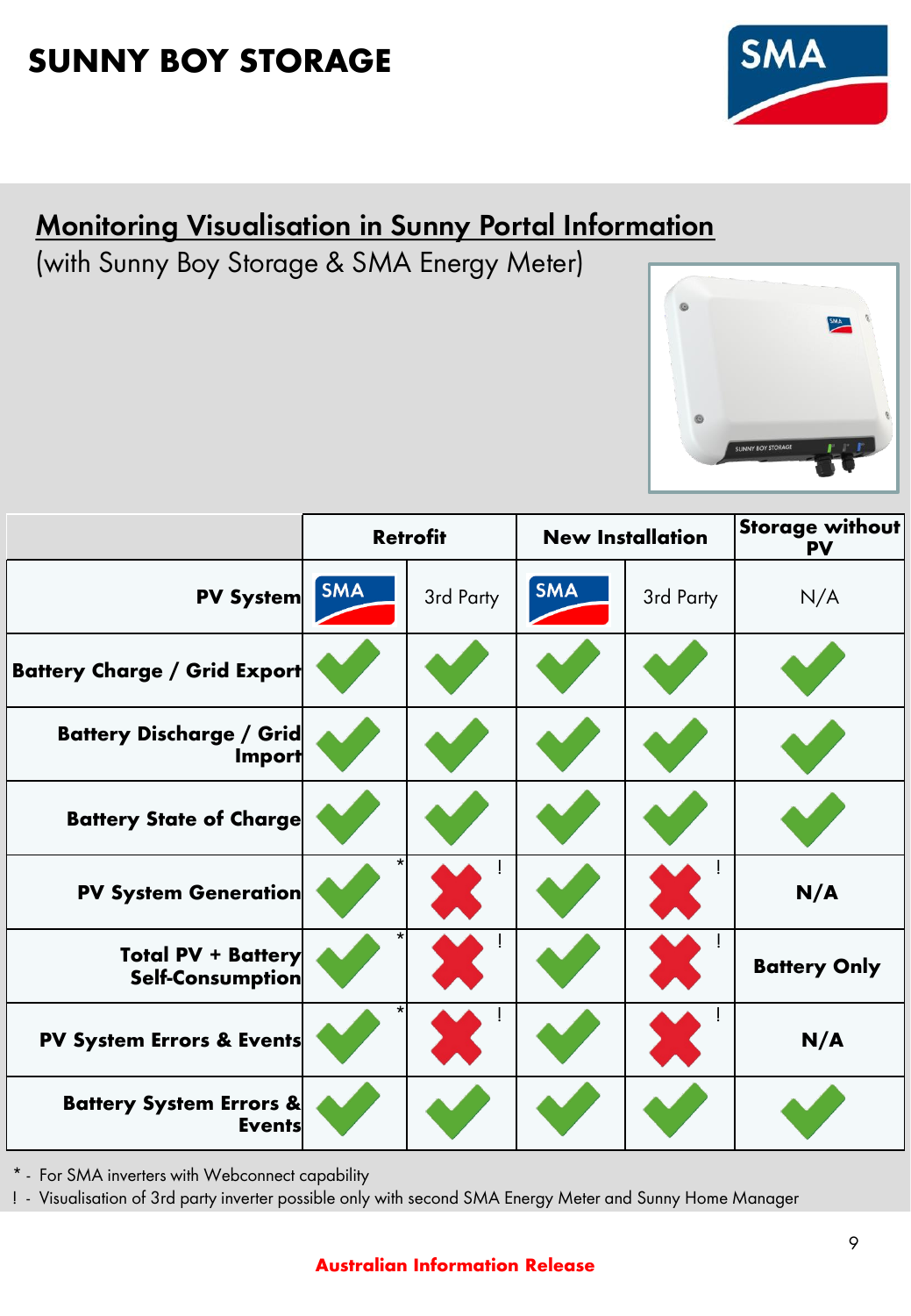# SUNNY BOY STORAGE

## Monitoring Visualisation in Sunny Portal Information

(with Sunny Boy Storage & SMA Energy Meter)

| | Retrofit | | New Installation | | Storage without PV |
|---|---|---|---|---|---|
| **PV System** | SMA | 3rd Party | SMA | 3rd Party | N/A |
| **Battery Charge / Grid Export** | ✓ | ✓ | ✓ | ✓ | ✓ |
| **Battery Discharge / Grid Import** | ✓ | ✓ | ✓ | ✓ | ✓ |
| **Battery State of Charge** | ✓ | ✓ | ✓ | ✓ | ✓ |
| **PV System Generation** | ✓ * | ✗ ! | ✓ | ✗ ! | **N/A** |
| **Total PV + Battery Self-Consumption** | ✓ * | ✗ ! | ✓ | ✗ ! | **Battery Only** |
| **PV System Errors & Events** | ✓ * | ✗ ! | ✓ | ✗ ! | **N/A** |
| **Battery System Errors & Events** | ✓ | ✓ | ✓ | ✓ | ✓ |

\* - For SMA inverters with Webconnect capability

! - Visualisation of 3rd party inverter possible only with second SMA Energy Meter and Sunny Home Manager

**Australian Information Release**